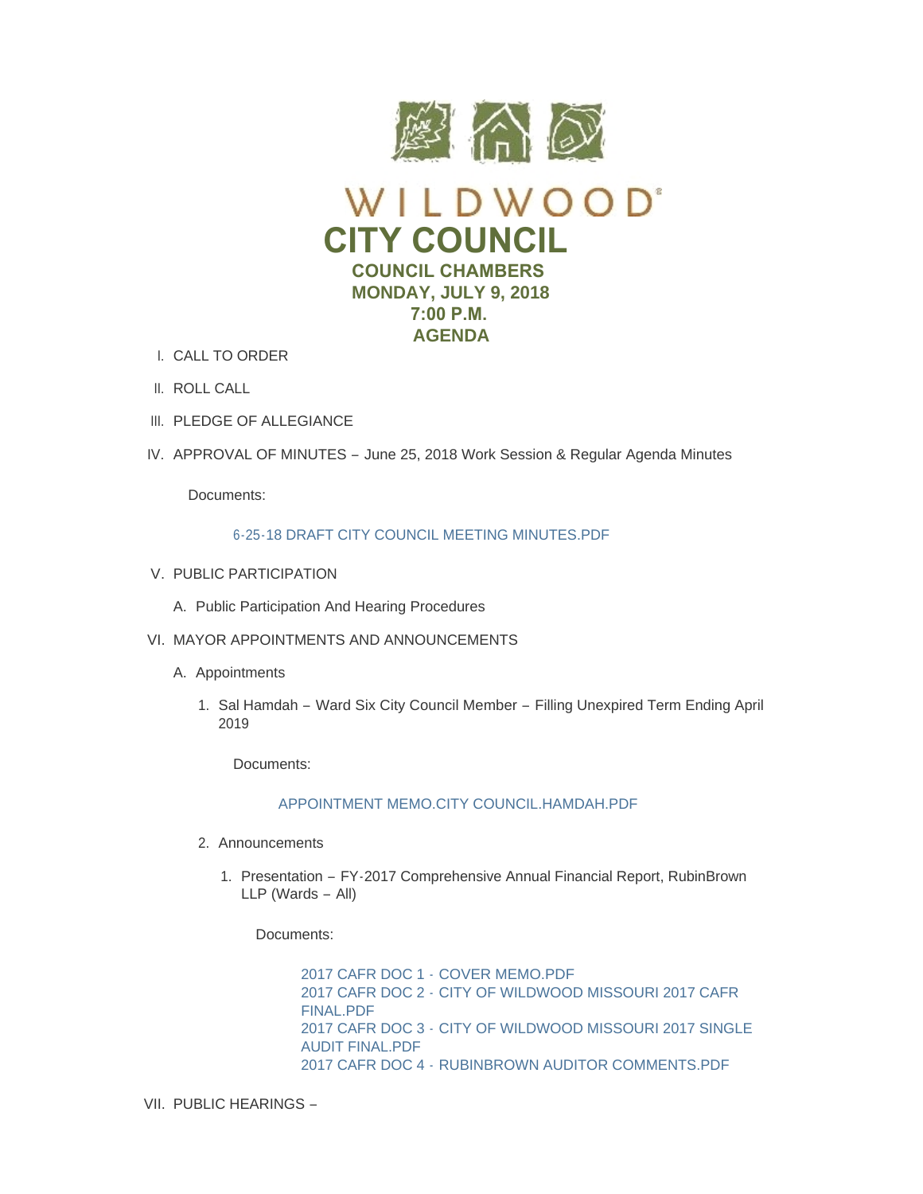# WILDWOOD

# CITY COUNCIL

## COUNCIL CHAMBERS
## MONDAY, JULY 9, 2018
## 7:00 P.M.
## AGENDA

I. CALL TO ORDER

II. ROLL CALL

III. PLEDGE OF ALLEGIANCE

IV. APPROVAL OF MINUTES – June 25, 2018 Work Session & Regular Agenda Minutes

   Documents:

   6-25-18 DRAFT CITY COUNCIL MEETING MINUTES.PDF

V. PUBLIC PARTICIPATION

   A. Public Participation And Hearing Procedures

VI. MAYOR APPOINTMENTS AND ANNOUNCEMENTS

   A. Appointments

      1. Sal Hamdah – Ward Six City Council Member – Filling Unexpired Term Ending April 2019

         Documents:

         APPOINTMENT MEMO.CITY COUNCIL.HAMDAH.PDF

      2. Announcements

         1. Presentation – FY-2017 Comprehensive Annual Financial Report, RubinBrown LLP (Wards – All)

            Documents:

            2017 CAFR DOC 1 - COVER MEMO.PDF
            2017 CAFR DOC 2 - CITY OF WILDWOOD MISSOURI 2017 CAFR FINAL.PDF
            2017 CAFR DOC 3 - CITY OF WILDWOOD MISSOURI 2017 SINGLE AUDIT FINAL.PDF
            2017 CAFR DOC 4 - RUBINBROWN AUDITOR COMMENTS.PDF

VII. PUBLIC HEARINGS –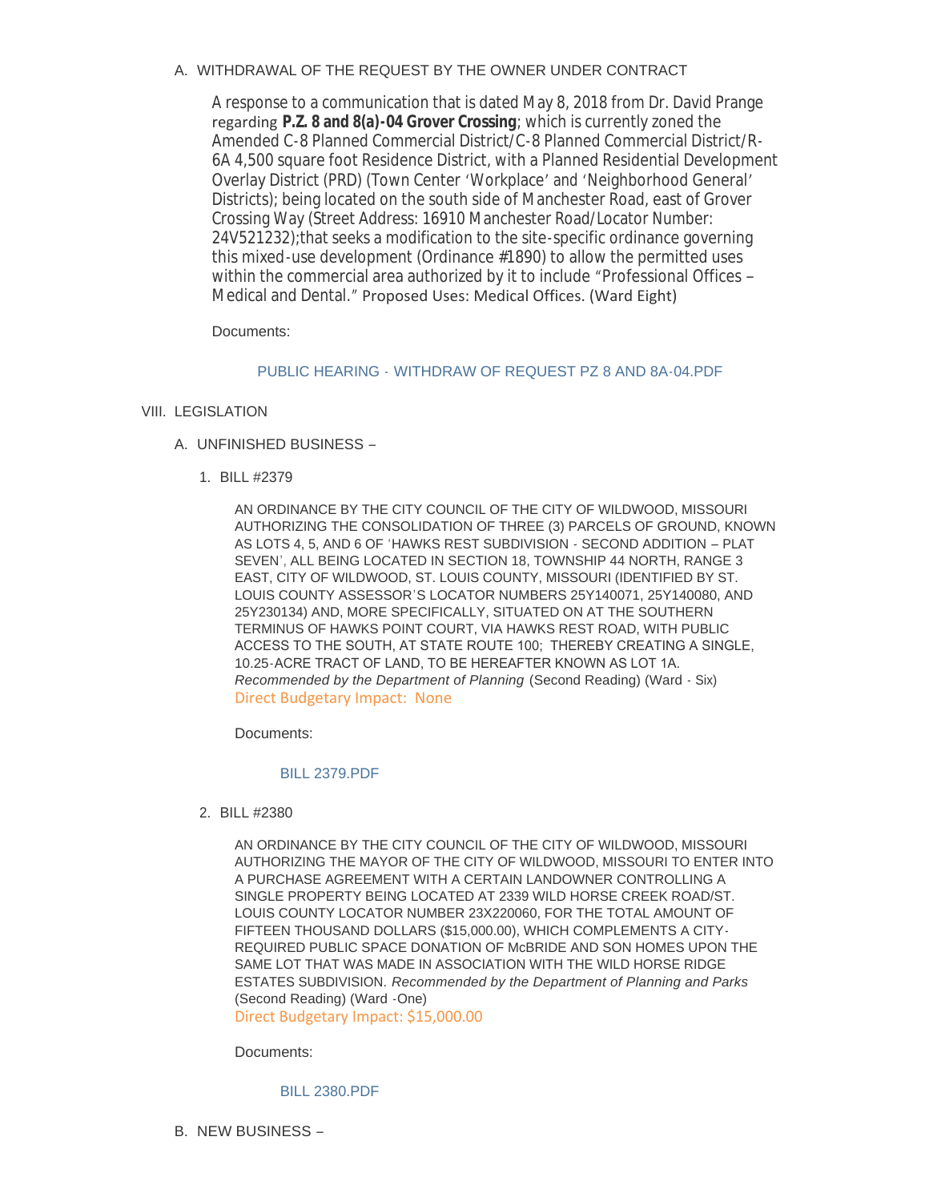A. WITHDRAWAL OF THE REQUEST BY THE OWNER UNDER CONTRACT

A response to a communication that is dated May 8, 2018 from Dr. David Prange regarding **P.Z. 8 and 8(a)-04 Grover Crossing**; which is currently zoned the Amended C-8 Planned Commercial District/C-8 Planned Commercial District/R-6A 4,500 square foot Residence District, with a Planned Residential Development Overlay District (PRD) (Town Center 'Workplace' and 'Neighborhood General' Districts); being located on the south side of Manchester Road, east of Grover Crossing Way (Street Address: 16910 Manchester Road/Locator Number: 24V521232);that seeks a modification to the site-specific ordinance governing this mixed-use development (Ordinance #1890) to allow the permitted uses within the commercial area authorized by it to include "Professional Offices – Medical and Dental." Proposed Uses: Medical Offices. (Ward Eight)

Documents:

PUBLIC HEARING - WITHDRAW OF REQUEST PZ 8 AND 8A-04.PDF

VIII. LEGISLATION

A. UNFINISHED BUSINESS –

1. BILL #2379

AN ORDINANCE BY THE CITY COUNCIL OF THE CITY OF WILDWOOD, MISSOURI AUTHORIZING THE CONSOLIDATION OF THREE (3) PARCELS OF GROUND, KNOWN AS LOTS 4, 5, AND 6 OF 'HAWKS REST SUBDIVISION - SECOND ADDITION – PLAT SEVEN', ALL BEING LOCATED IN SECTION 18, TOWNSHIP 44 NORTH, RANGE 3 EAST, CITY OF WILDWOOD, ST. LOUIS COUNTY, MISSOURI (IDENTIFIED BY ST. LOUIS COUNTY ASSESSOR'S LOCATOR NUMBERS 25Y140071, 25Y140080, AND 25Y230134) AND, MORE SPECIFICALLY, SITUATED ON AT THE SOUTHERN TERMINUS OF HAWKS POINT COURT, VIA HAWKS REST ROAD, WITH PUBLIC ACCESS TO THE SOUTH, AT STATE ROUTE 100; THEREBY CREATING A SINGLE, 10.25-ACRE TRACT OF LAND, TO BE HEREAFTER KNOWN AS LOT 1A. *Recommended by the Department of Planning* (Second Reading) (Ward - Six)
Direct Budgetary Impact: None

Documents:

BILL 2379.PDF

2. BILL #2380

AN ORDINANCE BY THE CITY COUNCIL OF THE CITY OF WILDWOOD, MISSOURI AUTHORIZING THE MAYOR OF THE CITY OF WILDWOOD, MISSOURI TO ENTER INTO A PURCHASE AGREEMENT WITH A CERTAIN LANDOWNER CONTROLLING A SINGLE PROPERTY BEING LOCATED AT 2339 WILD HORSE CREEK ROAD/ST. LOUIS COUNTY LOCATOR NUMBER 23X220060, FOR THE TOTAL AMOUNT OF FIFTEEN THOUSAND DOLLARS ($15,000.00), WHICH COMPLEMENTS A CITY-REQUIRED PUBLIC SPACE DONATION OF McBRIDE AND SON HOMES UPON THE SAME LOT THAT WAS MADE IN ASSOCIATION WITH THE WILD HORSE RIDGE ESTATES SUBDIVISION. *Recommended by the Department of Planning and Parks* (Second Reading) (Ward -One)
Direct Budgetary Impact: $15,000.00

Documents:

BILL 2380.PDF

B. NEW BUSINESS –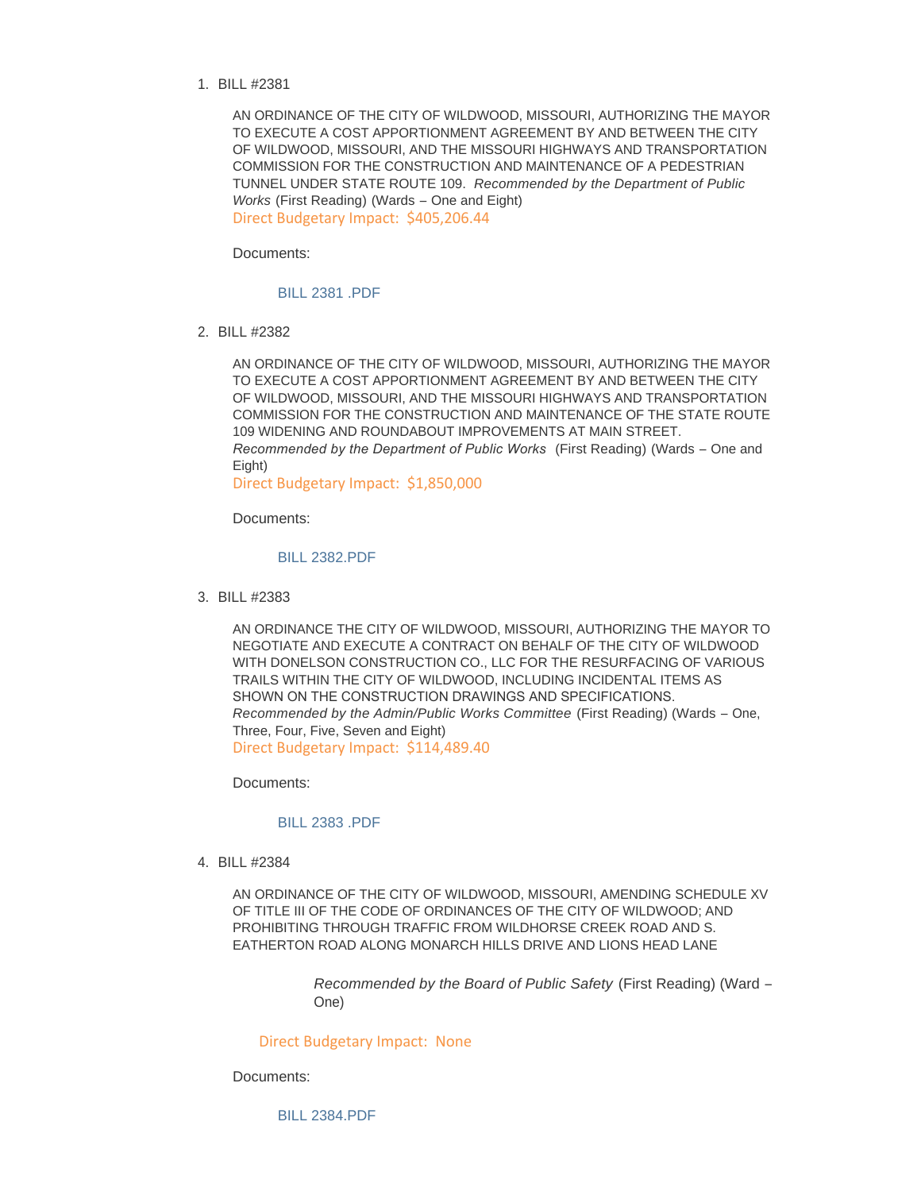1. BILL #2381

   AN ORDINANCE OF THE CITY OF WILDWOOD, MISSOURI, AUTHORIZING THE MAYOR TO EXECUTE A COST APPORTIONMENT AGREEMENT BY AND BETWEEN THE CITY OF WILDWOOD, MISSOURI, AND THE MISSOURI HIGHWAYS AND TRANSPORTATION COMMISSION FOR THE CONSTRUCTION AND MAINTENANCE OF A PEDESTRIAN TUNNEL UNDER STATE ROUTE 109. *Recommended by the Department of Public Works* (First Reading) (Wards – One and Eight)
   Direct Budgetary Impact: $405,206.44

   Documents:

   BILL 2381 .PDF

2. BILL #2382

   AN ORDINANCE OF THE CITY OF WILDWOOD, MISSOURI, AUTHORIZING THE MAYOR TO EXECUTE A COST APPORTIONMENT AGREEMENT BY AND BETWEEN THE CITY OF WILDWOOD, MISSOURI, AND THE MISSOURI HIGHWAYS AND TRANSPORTATION COMMISSION FOR THE CONSTRUCTION AND MAINTENANCE OF THE STATE ROUTE 109 WIDENING AND ROUNDABOUT IMPROVEMENTS AT MAIN STREET. *Recommended by the Department of Public Works* (First Reading) (Wards – One and Eight)
   Direct Budgetary Impact: $1,850,000

   Documents:

   BILL 2382.PDF

3. BILL #2383

   AN ORDINANCE THE CITY OF WILDWOOD, MISSOURI, AUTHORIZING THE MAYOR TO NEGOTIATE AND EXECUTE A CONTRACT ON BEHALF OF THE CITY OF WILDWOOD WITH DONELSON CONSTRUCTION CO., LLC FOR THE RESURFACING OF VARIOUS TRAILS WITHIN THE CITY OF WILDWOOD, INCLUDING INCIDENTAL ITEMS AS SHOWN ON THE CONSTRUCTION DRAWINGS AND SPECIFICATIONS. *Recommended by the Admin/Public Works Committee* (First Reading) (Wards – One, Three, Four, Five, Seven and Eight)
   Direct Budgetary Impact: $114,489.40

   Documents:

   BILL 2383 .PDF

4. BILL #2384

   AN ORDINANCE OF THE CITY OF WILDWOOD, MISSOURI, AMENDING SCHEDULE XV OF TITLE III OF THE CODE OF ORDINANCES OF THE CITY OF WILDWOOD; AND PROHIBITING THROUGH TRAFFIC FROM WILDHORSE CREEK ROAD AND S. EATHERTON ROAD ALONG MONARCH HILLS DRIVE AND LIONS HEAD LANE

   *Recommended by the Board of Public Safety* (First Reading) (Ward – One)

   Direct Budgetary Impact: None

   Documents:

   BILL 2384.PDF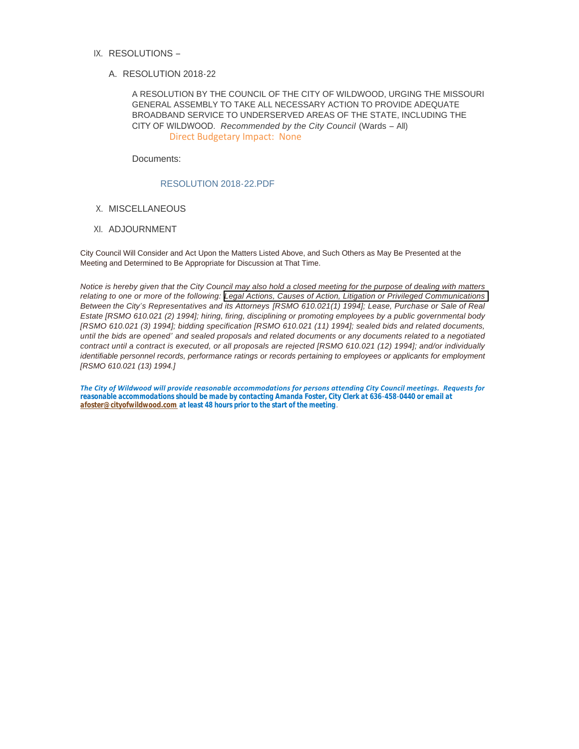IX. RESOLUTIONS –

A. RESOLUTION 2018-22

A RESOLUTION BY THE COUNCIL OF THE CITY OF WILDWOOD, URGING THE MISSOURI GENERAL ASSEMBLY TO TAKE ALL NECESSARY ACTION TO PROVIDE ADEQUATE BROADBAND SERVICE TO UNDERSERVED AREAS OF THE STATE, INCLUDING THE CITY OF WILDWOOD. *Recommended by the City Council* (Wards – All)
Direct Budgetary Impact: None

Documents:

RESOLUTION 2018-22.PDF

X. MISCELLANEOUS

XI. ADJOURNMENT

City Council Will Consider and Act Upon the Matters Listed Above, and Such Others as May Be Presented at the Meeting and Determined to Be Appropriate for Discussion at That Time.

*Notice is hereby given that the City Council may also hold a closed meeting for the purpose of dealing with matters relating to one or more of the following: Legal Actions, Causes of Action, Litigation or Privileged Communications Between the City's Representatives and its Attorneys [RSMO 610.021(1) 1994]; Lease, Purchase or Sale of Real Estate [RSMO 610.021 (2) 1994]; hiring, firing, disciplining or promoting employees by a public governmental body [RSMO 610.021 (3) 1994]; bidding specification [RSMO 610.021 (11) 1994]; sealed bids and related documents, until the bids are opened' and sealed proposals and related documents or any documents related to a negotiated contract until a contract is executed, or all proposals are rejected [RSMO 610.021 (12) 1994]; and/or individually identifiable personnel records, performance ratings or records pertaining to employees or applicants for employment [RSMO 610.021 (13) 1994.]*

***The City of Wildwood will provide reasonable accommodations for persons attending City Council meetings. Requests for*** **reasonable accommodations should be made by contacting Amanda Foster, City Clerk at 636-458-0440 or email at afoster@cityofwildwood.com at least 48 hours prior to the start of the meeting**.